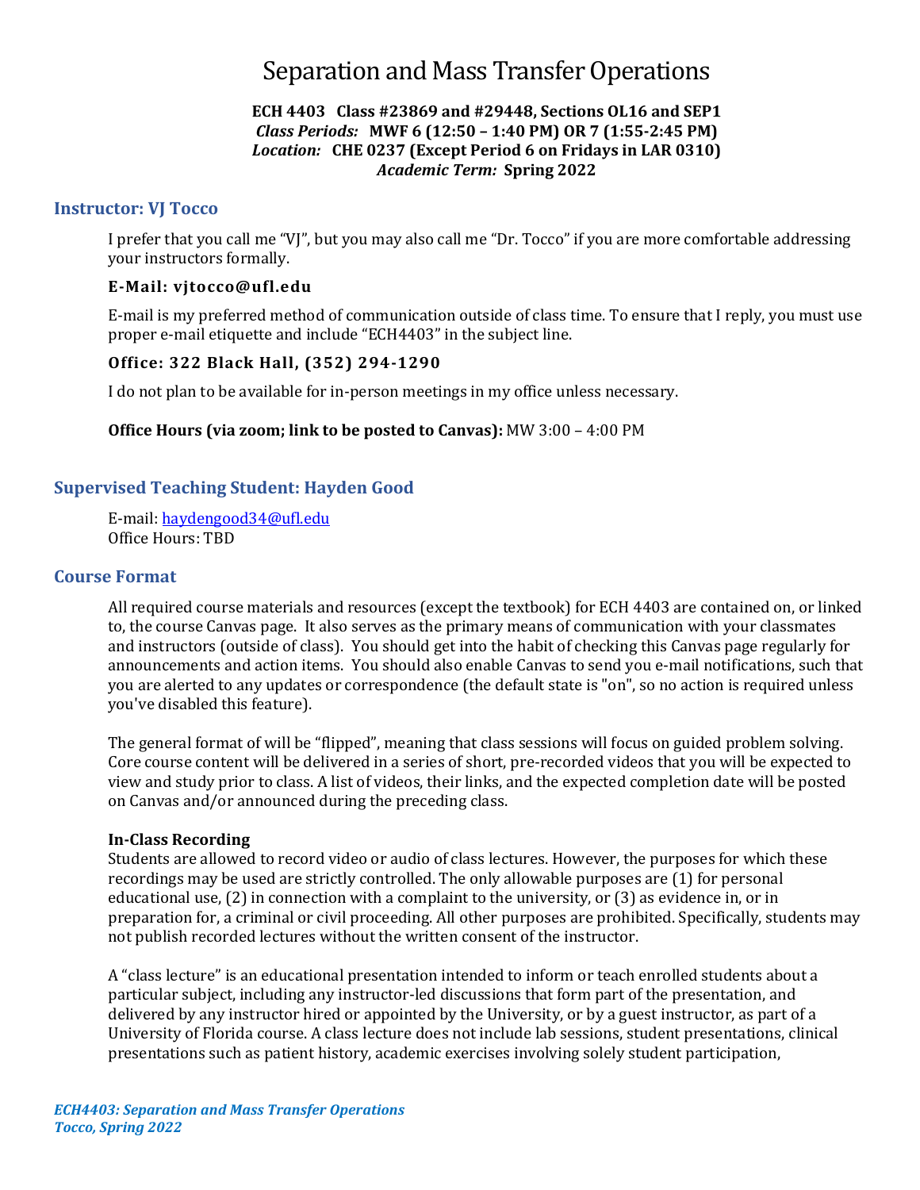# Separation and Mass Transfer Operations

**ECH 4403 Class #23869 and #29448, Sections OL16 and SEP1**
***Class Periods:*** **MWF 6 (12:50 – 1:40 PM) OR 7 (1:55-2:45 PM)**
***Location:*** **CHE 0237 (Except Period 6 on Fridays in LAR 0310)**
***Academic Term:*** **Spring 2022**

## Instructor: VJ Tocco

I prefer that you call me "VJ", but you may also call me "Dr. Tocco" if you are more comfortable addressing your instructors formally.

### E-Mail: vjtocco@ufl.edu

E-mail is my preferred method of communication outside of class time. To ensure that I reply, you must use proper e-mail etiquette and include "ECH4403" in the subject line.

### Office: 322 Black Hall, (352) 294-1290

I do not plan to be available for in-person meetings in my office unless necessary.

**Office Hours (via zoom; link to be posted to Canvas):** MW 3:00 – 4:00 PM

## Supervised Teaching Student: Hayden Good

E-mail: haydengood34@ufl.edu
Office Hours: TBD

## Course Format

All required course materials and resources (except the textbook) for ECH 4403 are contained on, or linked to, the course Canvas page. It also serves as the primary means of communication with your classmates and instructors (outside of class). You should get into the habit of checking this Canvas page regularly for announcements and action items. You should also enable Canvas to send you e-mail notifications, such that you are alerted to any updates or correspondence (the default state is "on", so no action is required unless you've disabled this feature).

The general format of will be "flipped", meaning that class sessions will focus on guided problem solving. Core course content will be delivered in a series of short, pre-recorded videos that you will be expected to view and study prior to class. A list of videos, their links, and the expected completion date will be posted on Canvas and/or announced during the preceding class.

**In-Class Recording**
Students are allowed to record video or audio of class lectures. However, the purposes for which these recordings may be used are strictly controlled. The only allowable purposes are (1) for personal educational use, (2) in connection with a complaint to the university, or (3) as evidence in, or in preparation for, a criminal or civil proceeding. All other purposes are prohibited. Specifically, students may not publish recorded lectures without the written consent of the instructor.

A "class lecture" is an educational presentation intended to inform or teach enrolled students about a particular subject, including any instructor-led discussions that form part of the presentation, and delivered by any instructor hired or appointed by the University, or by a guest instructor, as part of a University of Florida course. A class lecture does not include lab sessions, student presentations, clinical presentations such as patient history, academic exercises involving solely student participation,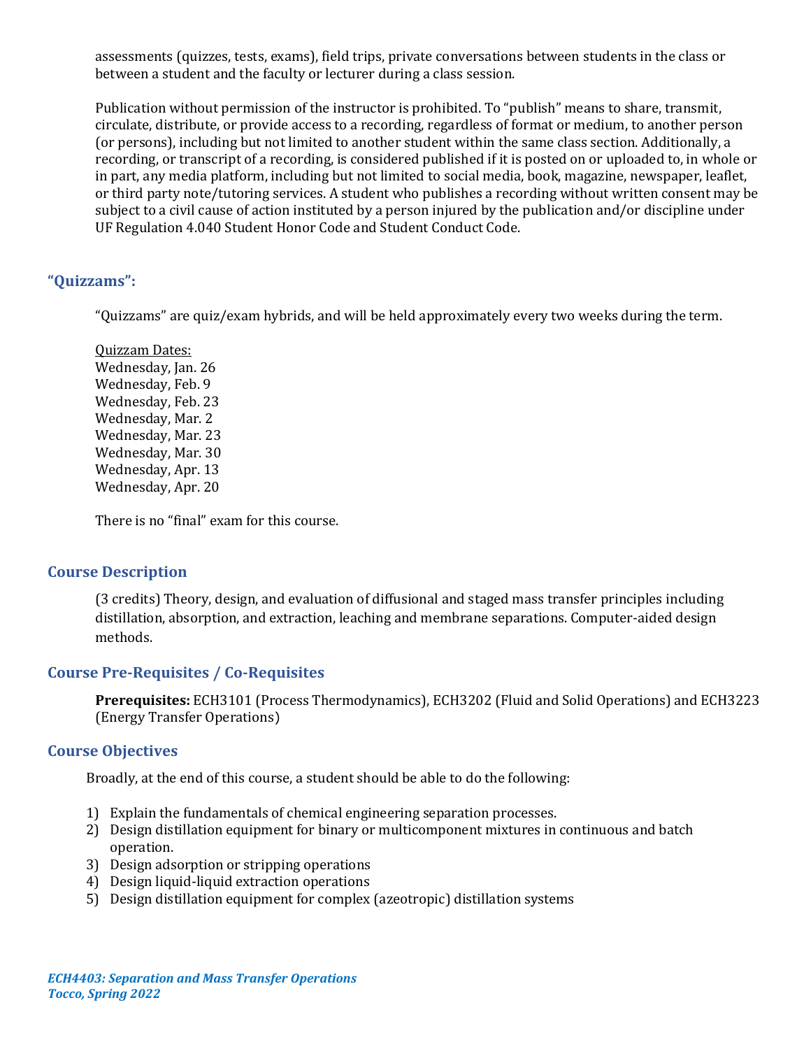assessments (quizzes, tests, exams), field trips, private conversations between students in the class or between a student and the faculty or lecturer during a class session.

Publication without permission of the instructor is prohibited. To "publish" means to share, transmit, circulate, distribute, or provide access to a recording, regardless of format or medium, to another person (or persons), including but not limited to another student within the same class section. Additionally, a recording, or transcript of a recording, is considered published if it is posted on or uploaded to, in whole or in part, any media platform, including but not limited to social media, book, magazine, newspaper, leaflet, or third party note/tutoring services. A student who publishes a recording without written consent may be subject to a civil cause of action instituted by a person injured by the publication and/or discipline under UF Regulation 4.040 Student Honor Code and Student Conduct Code.

## "Quizzams":

"Quizzams" are quiz/exam hybrids, and will be held approximately every two weeks during the term.

Quizzam Dates:
Wednesday, Jan. 26
Wednesday, Feb. 9
Wednesday, Feb. 23
Wednesday, Mar. 2
Wednesday, Mar. 23
Wednesday, Mar. 30
Wednesday, Apr. 13
Wednesday, Apr. 20

There is no "final" exam for this course.

## Course Description

(3 credits) Theory, design, and evaluation of diffusional and staged mass transfer principles including distillation, absorption, and extraction, leaching and membrane separations. Computer-aided design methods.

## Course Pre-Requisites / Co-Requisites

**Prerequisites:** ECH3101 (Process Thermodynamics), ECH3202 (Fluid and Solid Operations) and ECH3223 (Energy Transfer Operations)

## Course Objectives

Broadly, at the end of this course, a student should be able to do the following:

1) Explain the fundamentals of chemical engineering separation processes.
2) Design distillation equipment for binary or multicomponent mixtures in continuous and batch operation.
3) Design adsorption or stripping operations
4) Design liquid-liquid extraction operations
5) Design distillation equipment for complex (azeotropic) distillation systems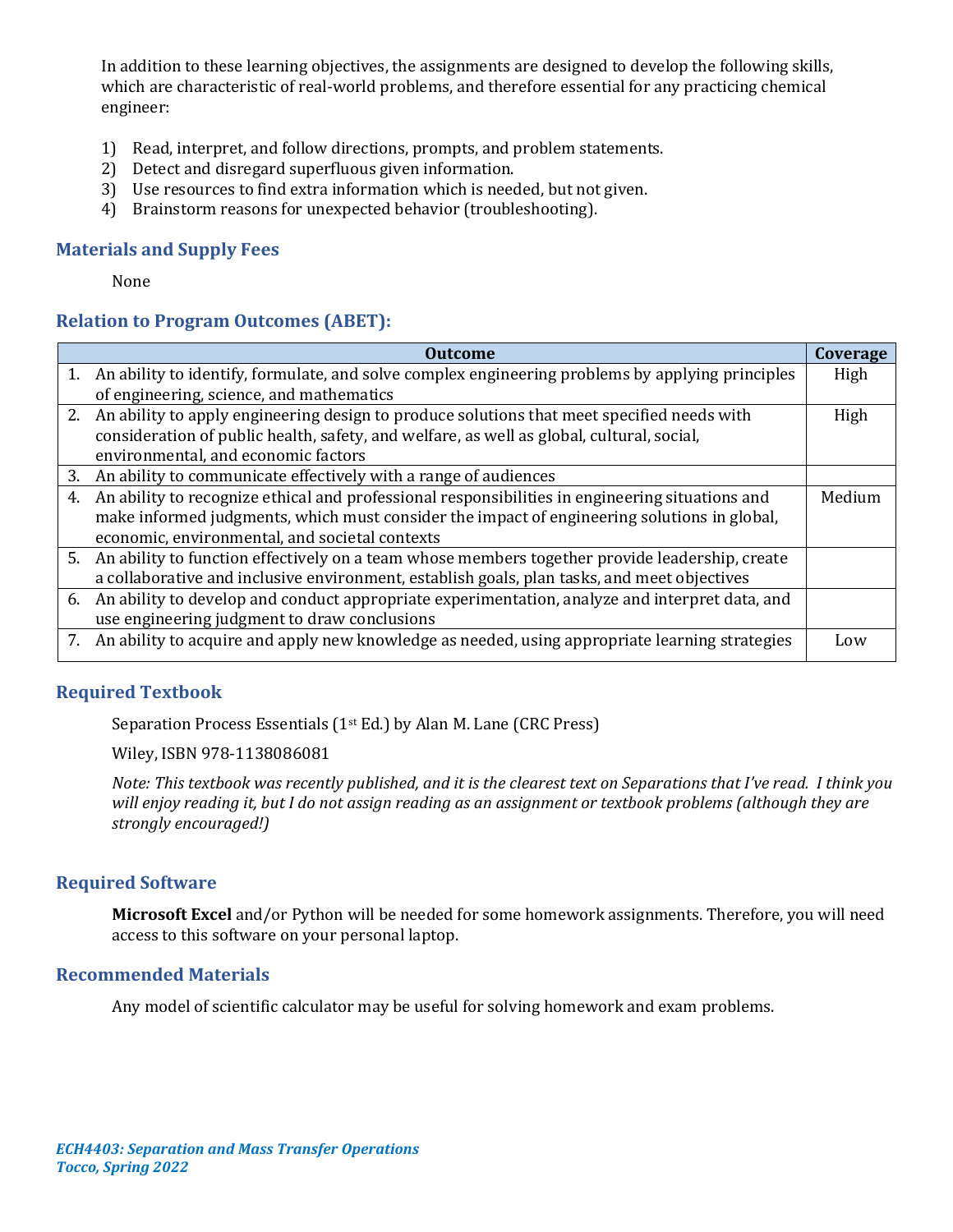In addition to these learning objectives, the assignments are designed to develop the following skills, which are characteristic of real-world problems, and therefore essential for any practicing chemical engineer:

1) Read, interpret, and follow directions, prompts, and problem statements.
2) Detect and disregard superfluous given information.
3) Use resources to find extra information which is needed, but not given.
4) Brainstorm reasons for unexpected behavior (troubleshooting).

## Materials and Supply Fees

None

## Relation to Program Outcomes (ABET):

| Outcome | Coverage |
|---|---|
| 1. An ability to identify, formulate, and solve complex engineering problems by applying principles of engineering, science, and mathematics | High |
| 2. An ability to apply engineering design to produce solutions that meet specified needs with consideration of public health, safety, and welfare, as well as global, cultural, social, environmental, and economic factors | High |
| 3. An ability to communicate effectively with a range of audiences | |
| 4. An ability to recognize ethical and professional responsibilities in engineering situations and make informed judgments, which must consider the impact of engineering solutions in global, economic, environmental, and societal contexts | Medium |
| 5. An ability to function effectively on a team whose members together provide leadership, create a collaborative and inclusive environment, establish goals, plan tasks, and meet objectives | |
| 6. An ability to develop and conduct appropriate experimentation, analyze and interpret data, and use engineering judgment to draw conclusions | |
| 7. An ability to acquire and apply new knowledge as needed, using appropriate learning strategies | Low |

## Required Textbook

Separation Process Essentials (1st Ed.) by Alan M. Lane (CRC Press)

Wiley, ISBN 978-1138086081

*Note: This textbook was recently published, and it is the clearest text on Separations that I've read. I think you will enjoy reading it, but I do not assign reading as an assignment or textbook problems (although they are strongly encouraged!)*

## Required Software

**Microsoft Excel** and/or Python will be needed for some homework assignments. Therefore, you will need access to this software on your personal laptop.

## Recommended Materials

Any model of scientific calculator may be useful for solving homework and exam problems.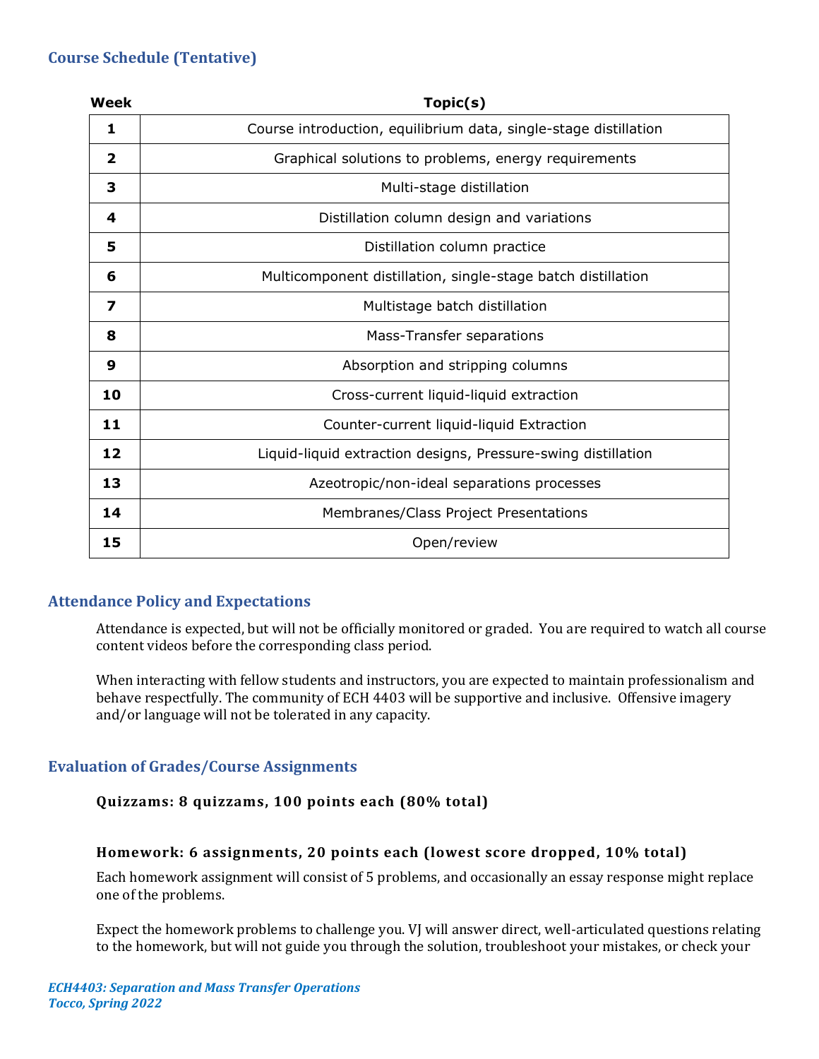## Course Schedule (Tentative)

| Week | Topic(s) |
|---|---|
| **1** | Course introduction, equilibrium data, single-stage distillation |
| **2** | Graphical solutions to problems, energy requirements |
| **3** | Multi-stage distillation |
| **4** | Distillation column design and variations |
| **5** | Distillation column practice |
| **6** | Multicomponent distillation, single-stage batch distillation |
| **7** | Multistage batch distillation |
| **8** | Mass-Transfer separations |
| **9** | Absorption and stripping columns |
| **10** | Cross-current liquid-liquid extraction |
| **11** | Counter-current liquid-liquid Extraction |
| **12** | Liquid-liquid extraction designs, Pressure-swing distillation |
| **13** | Azeotropic/non-ideal separations processes |
| **14** | Membranes/Class Project Presentations |
| **15** | Open/review |

## Attendance Policy and Expectations

Attendance is expected, but will not be officially monitored or graded. You are required to watch all course content videos before the corresponding class period.

When interacting with fellow students and instructors, you are expected to maintain professionalism and behave respectfully. The community of ECH 4403 will be supportive and inclusive. Offensive imagery and/or language will not be tolerated in any capacity.

## Evaluation of Grades/Course Assignments

**Quizzams: 8 quizzams, 100 points each (80% total)**

**Homework: 6 assignments, 20 points each (lowest score dropped, 10% total)**

Each homework assignment will consist of 5 problems, and occasionally an essay response might replace one of the problems.

Expect the homework problems to challenge you. VJ will answer direct, well-articulated questions relating to the homework, but will not guide you through the solution, troubleshoot your mistakes, or check your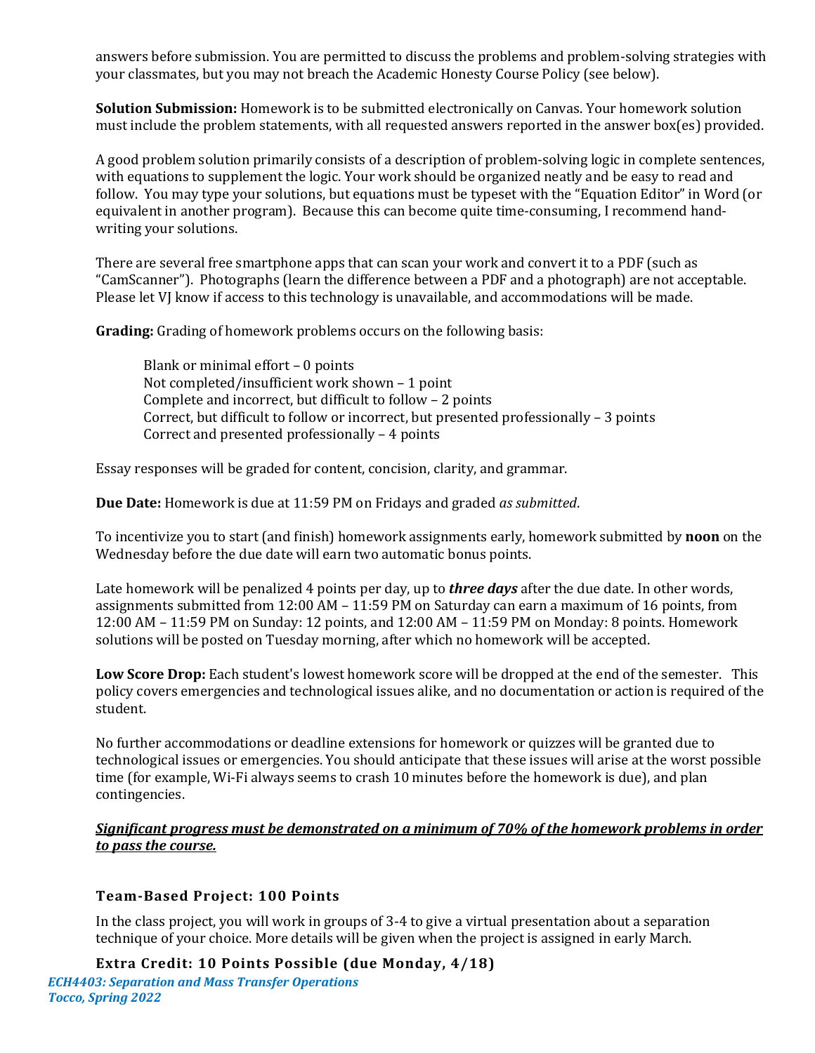answers before submission. You are permitted to discuss the problems and problem-solving strategies with your classmates, but you may not breach the Academic Honesty Course Policy (see below).

**Solution Submission:** Homework is to be submitted electronically on Canvas. Your homework solution must include the problem statements, with all requested answers reported in the answer box(es) provided.

A good problem solution primarily consists of a description of problem-solving logic in complete sentences, with equations to supplement the logic. Your work should be organized neatly and be easy to read and follow. You may type your solutions, but equations must be typeset with the "Equation Editor" in Word (or equivalent in another program). Because this can become quite time-consuming, I recommend hand-writing your solutions.

There are several free smartphone apps that can scan your work and convert it to a PDF (such as "CamScanner"). Photographs (learn the difference between a PDF and a photograph) are not acceptable. Please let VJ know if access to this technology is unavailable, and accommodations will be made.

**Grading:** Grading of homework problems occurs on the following basis:

Blank or minimal effort – 0 points
Not completed/insufficient work shown – 1 point
Complete and incorrect, but difficult to follow – 2 points
Correct, but difficult to follow or incorrect, but presented professionally – 3 points
Correct and presented professionally – 4 points

Essay responses will be graded for content, concision, clarity, and grammar.

**Due Date:** Homework is due at 11:59 PM on Fridays and graded *as submitted*.

To incentivize you to start (and finish) homework assignments early, homework submitted by **noon** on the Wednesday before the due date will earn two automatic bonus points.

Late homework will be penalized 4 points per day, up to ***three days*** after the due date. In other words, assignments submitted from 12:00 AM – 11:59 PM on Saturday can earn a maximum of 16 points, from 12:00 AM – 11:59 PM on Sunday: 12 points, and 12:00 AM – 11:59 PM on Monday: 8 points. Homework solutions will be posted on Tuesday morning, after which no homework will be accepted.

**Low Score Drop:** Each student's lowest homework score will be dropped at the end of the semester. This policy covers emergencies and technological issues alike, and no documentation or action is required of the student.

No further accommodations or deadline extensions for homework or quizzes will be granted due to technological issues or emergencies. You should anticipate that these issues will arise at the worst possible time (for example, Wi-Fi always seems to crash 10 minutes before the homework is due), and plan contingencies.

***Significant progress must be demonstrated on a minimum of 70% of the homework problems in order to pass the course.***

### Team-Based Project: 100 Points

In the class project, you will work in groups of 3-4 to give a virtual presentation about a separation technique of your choice. More details will be given when the project is assigned in early March.

### Extra Credit: 10 Points Possible (due Monday, 4/18)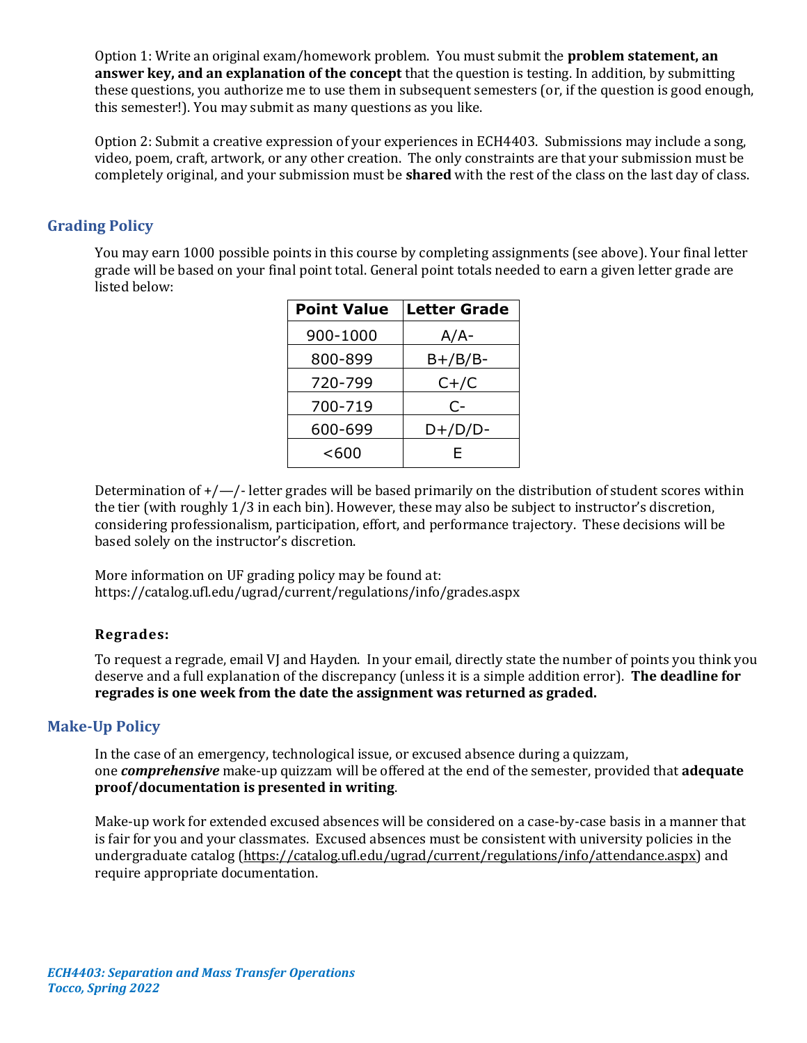Option 1: Write an original exam/homework problem. You must submit the **problem statement, an answer key, and an explanation of the concept** that the question is testing. In addition, by submitting these questions, you authorize me to use them in subsequent semesters (or, if the question is good enough, this semester!). You may submit as many questions as you like.

Option 2: Submit a creative expression of your experiences in ECH4403. Submissions may include a song, video, poem, craft, artwork, or any other creation. The only constraints are that your submission must be completely original, and your submission must be **shared** with the rest of the class on the last day of class.

## Grading Policy

You may earn 1000 possible points in this course by completing assignments (see above). Your final letter grade will be based on your final point total. General point totals needed to earn a given letter grade are listed below:

| Point Value | Letter Grade |
|---|---|
| 900-1000 | A/A- |
| 800-899 | B+/B/B- |
| 720-799 | C+/C |
| 700-719 | C- |
| 600-699 | D+/D/D- |
| <600 | E |

Determination of +/—/- letter grades will be based primarily on the distribution of student scores within the tier (with roughly 1/3 in each bin). However, these may also be subject to instructor's discretion, considering professionalism, participation, effort, and performance trajectory. These decisions will be based solely on the instructor's discretion.

More information on UF grading policy may be found at:
https://catalog.ufl.edu/ugrad/current/regulations/info/grades.aspx

### Regrades:

To request a regrade, email VJ and Hayden. In your email, directly state the number of points you think you deserve and a full explanation of the discrepancy (unless it is a simple addition error). **The deadline for regrades is one week from the date the assignment was returned as graded.**

## Make-Up Policy

In the case of an emergency, technological issue, or excused absence during a quizzam, one ***comprehensive*** make-up quizzam will be offered at the end of the semester, provided that **adequate proof/documentation is presented in writing**.

Make-up work for extended excused absences will be considered on a case-by-case basis in a manner that is fair for you and your classmates. Excused absences must be consistent with university policies in the undergraduate catalog (https://catalog.ufl.edu/ugrad/current/regulations/info/attendance.aspx) and require appropriate documentation.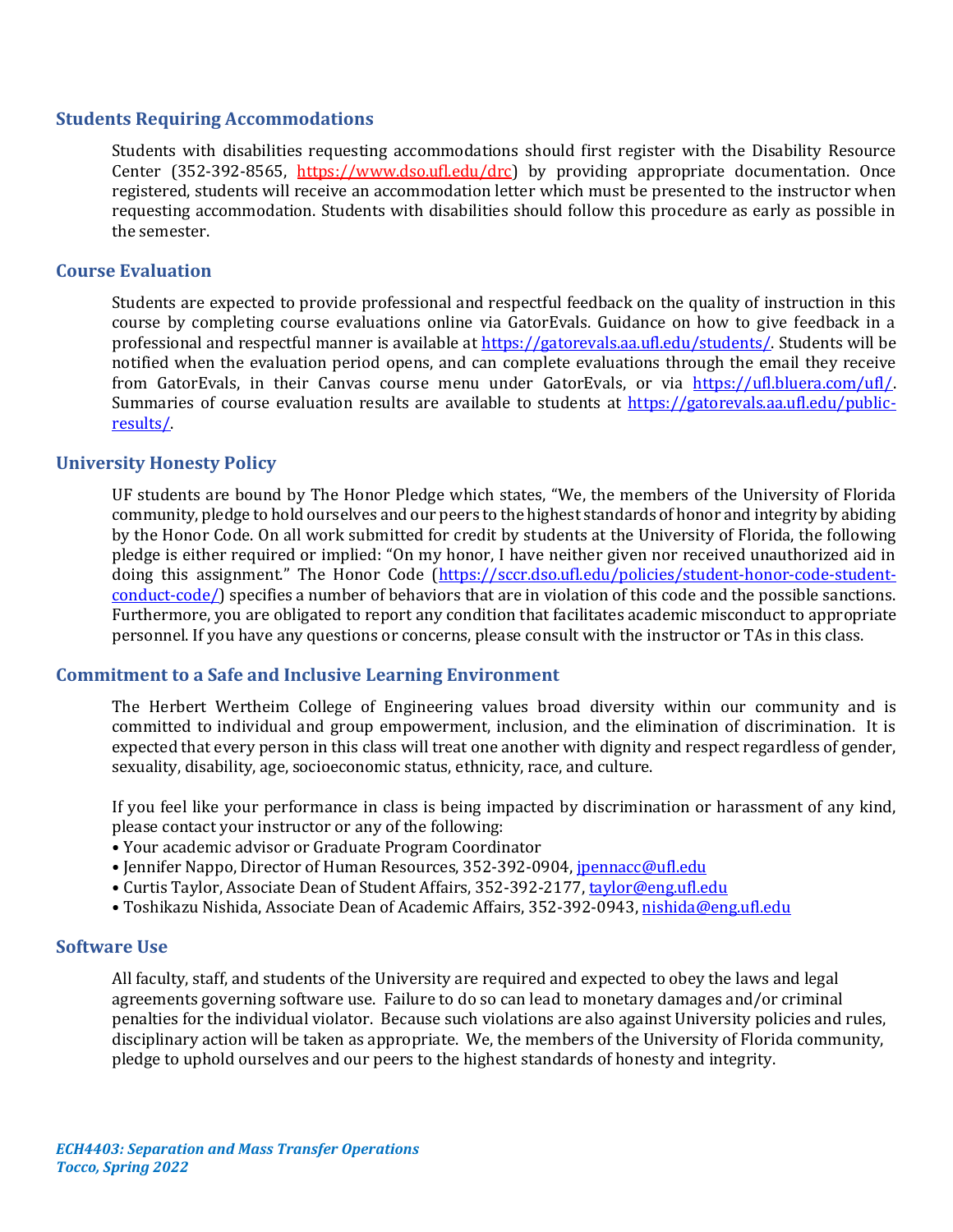## Students Requiring Accommodations

Students with disabilities requesting accommodations should first register with the Disability Resource Center (352-392-8565, https://www.dso.ufl.edu/drc) by providing appropriate documentation. Once registered, students will receive an accommodation letter which must be presented to the instructor when requesting accommodation. Students with disabilities should follow this procedure as early as possible in the semester.

## Course Evaluation

Students are expected to provide professional and respectful feedback on the quality of instruction in this course by completing course evaluations online via GatorEvals. Guidance on how to give feedback in a professional and respectful manner is available at https://gatorevals.aa.ufl.edu/students/. Students will be notified when the evaluation period opens, and can complete evaluations through the email they receive from GatorEvals, in their Canvas course menu under GatorEvals, or via https://ufl.bluera.com/ufl/. Summaries of course evaluation results are available to students at https://gatorevals.aa.ufl.edu/public-results/.

## University Honesty Policy

UF students are bound by The Honor Pledge which states, "We, the members of the University of Florida community, pledge to hold ourselves and our peers to the highest standards of honor and integrity by abiding by the Honor Code. On all work submitted for credit by students at the University of Florida, the following pledge is either required or implied: "On my honor, I have neither given nor received unauthorized aid in doing this assignment." The Honor Code (https://sccr.dso.ufl.edu/policies/student-honor-code-student-conduct-code/) specifies a number of behaviors that are in violation of this code and the possible sanctions. Furthermore, you are obligated to report any condition that facilitates academic misconduct to appropriate personnel. If you have any questions or concerns, please consult with the instructor or TAs in this class.

## Commitment to a Safe and Inclusive Learning Environment

The Herbert Wertheim College of Engineering values broad diversity within our community and is committed to individual and group empowerment, inclusion, and the elimination of discrimination. It is expected that every person in this class will treat one another with dignity and respect regardless of gender, sexuality, disability, age, socioeconomic status, ethnicity, race, and culture.

If you feel like your performance in class is being impacted by discrimination or harassment of any kind, please contact your instructor or any of the following:

- Your academic advisor or Graduate Program Coordinator
- Jennifer Nappo, Director of Human Resources, 352-392-0904, jpennacc@ufl.edu
- Curtis Taylor, Associate Dean of Student Affairs, 352-392-2177, taylor@eng.ufl.edu
- Toshikazu Nishida, Associate Dean of Academic Affairs, 352-392-0943, nishida@eng.ufl.edu

## Software Use

All faculty, staff, and students of the University are required and expected to obey the laws and legal agreements governing software use. Failure to do so can lead to monetary damages and/or criminal penalties for the individual violator. Because such violations are also against University policies and rules, disciplinary action will be taken as appropriate. We, the members of the University of Florida community, pledge to uphold ourselves and our peers to the highest standards of honesty and integrity.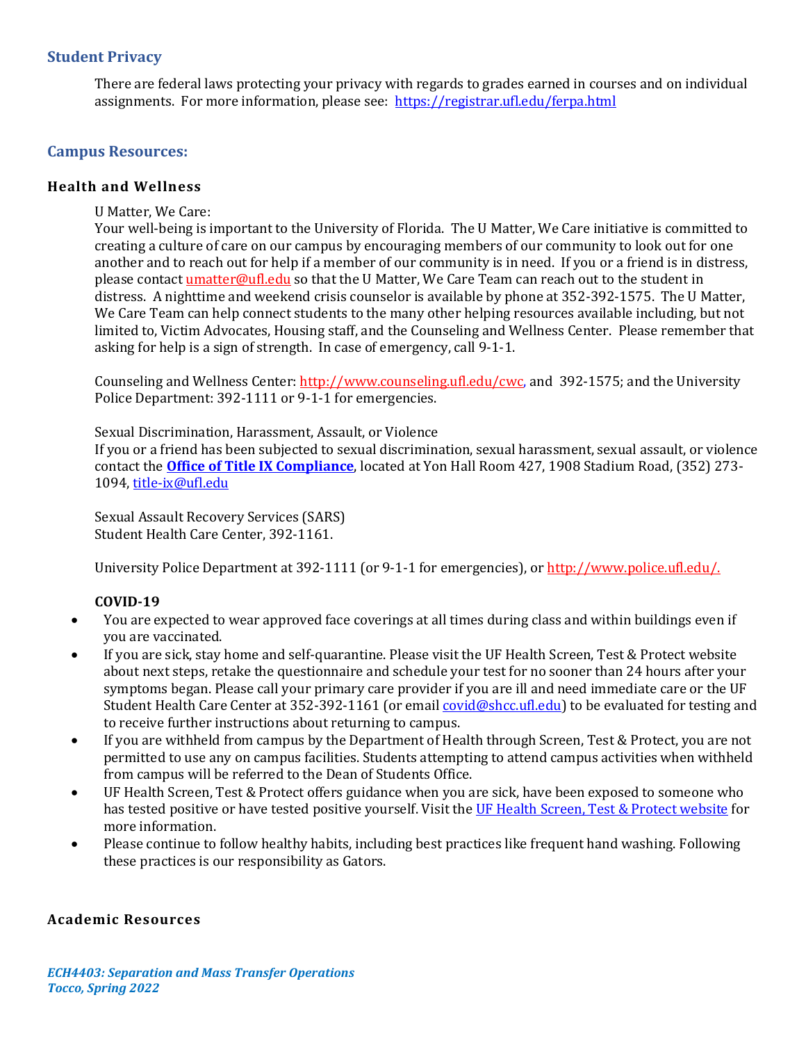## Student Privacy

There are federal laws protecting your privacy with regards to grades earned in courses and on individual assignments. For more information, please see: https://registrar.ufl.edu/ferpa.html

## Campus Resources:

### Health and Wellness

U Matter, We Care:
Your well-being is important to the University of Florida. The U Matter, We Care initiative is committed to creating a culture of care on our campus by encouraging members of our community to look out for one another and to reach out for help if a member of our community is in need. If you or a friend is in distress, please contact umatter@ufl.edu so that the U Matter, We Care Team can reach out to the student in distress. A nighttime and weekend crisis counselor is available by phone at 352-392-1575. The U Matter, We Care Team can help connect students to the many other helping resources available including, but not limited to, Victim Advocates, Housing staff, and the Counseling and Wellness Center. Please remember that asking for help is a sign of strength. In case of emergency, call 9-1-1.

Counseling and Wellness Center: http://www.counseling.ufl.edu/cwc, and 392-1575; and the University Police Department: 392-1111 or 9-1-1 for emergencies.

Sexual Discrimination, Harassment, Assault, or Violence
If you or a friend has been subjected to sexual discrimination, sexual harassment, sexual assault, or violence contact the **Office of Title IX Compliance**, located at Yon Hall Room 427, 1908 Stadium Road, (352) 273-1094, title-ix@ufl.edu

Sexual Assault Recovery Services (SARS)
Student Health Care Center, 392-1161.

University Police Department at 392-1111 (or 9-1-1 for emergencies), or http://www.police.ufl.edu/.

**COVID-19**

- You are expected to wear approved face coverings at all times during class and within buildings even if you are vaccinated.
- If you are sick, stay home and self-quarantine. Please visit the UF Health Screen, Test & Protect website about next steps, retake the questionnaire and schedule your test for no sooner than 24 hours after your symptoms began. Please call your primary care provider if you are ill and need immediate care or the UF Student Health Care Center at 352-392-1161 (or email covid@shcc.ufl.edu) to be evaluated for testing and to receive further instructions about returning to campus.
- If you are withheld from campus by the Department of Health through Screen, Test & Protect, you are not permitted to use any on campus facilities. Students attempting to attend campus activities when withheld from campus will be referred to the Dean of Students Office.
- UF Health Screen, Test & Protect offers guidance when you are sick, have been exposed to someone who has tested positive or have tested positive yourself. Visit the UF Health Screen, Test & Protect website for more information.
- Please continue to follow healthy habits, including best practices like frequent hand washing. Following these practices is our responsibility as Gators.

### Academic Resources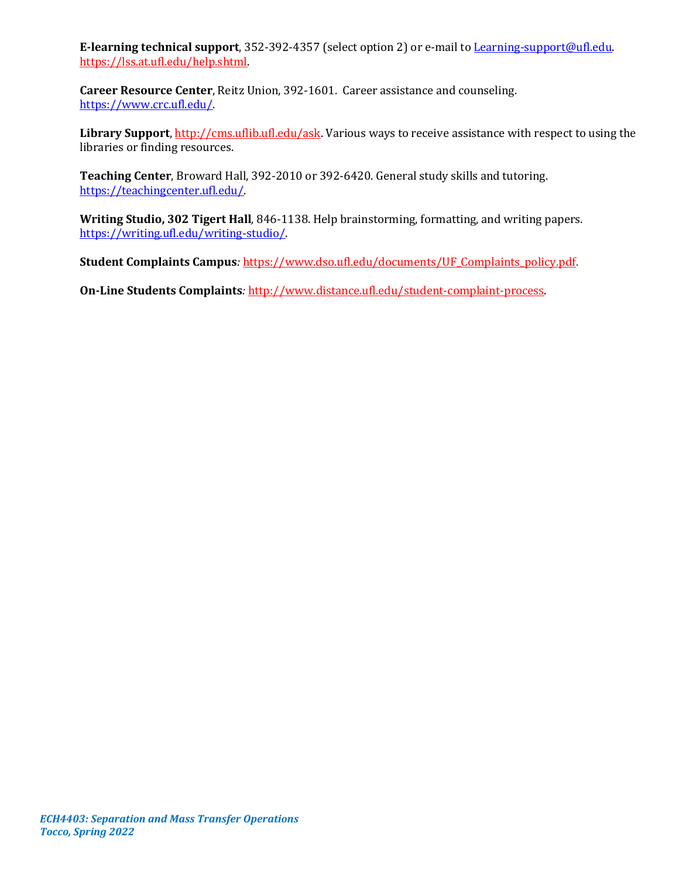**E-learning technical support**, 352-392-4357 (select option 2) or e-mail to Learning-support@ufl.edu. https://lss.at.ufl.edu/help.shtml.

**Career Resource Center**, Reitz Union, 392-1601. Career assistance and counseling. https://www.crc.ufl.edu/.

**Library Support**, http://cms.uflib.ufl.edu/ask. Various ways to receive assistance with respect to using the libraries or finding resources.

**Teaching Center**, Broward Hall, 392-2010 or 392-6420. General study skills and tutoring. https://teachingcenter.ufl.edu/.

**Writing Studio, 302 Tigert Hall**, 846-1138. Help brainstorming, formatting, and writing papers. https://writing.ufl.edu/writing-studio/.

**Student Complaints Campus**: https://www.dso.ufl.edu/documents/UF_Complaints_policy.pdf.

**On-Line Students Complaints**: http://www.distance.ufl.edu/student-complaint-process.